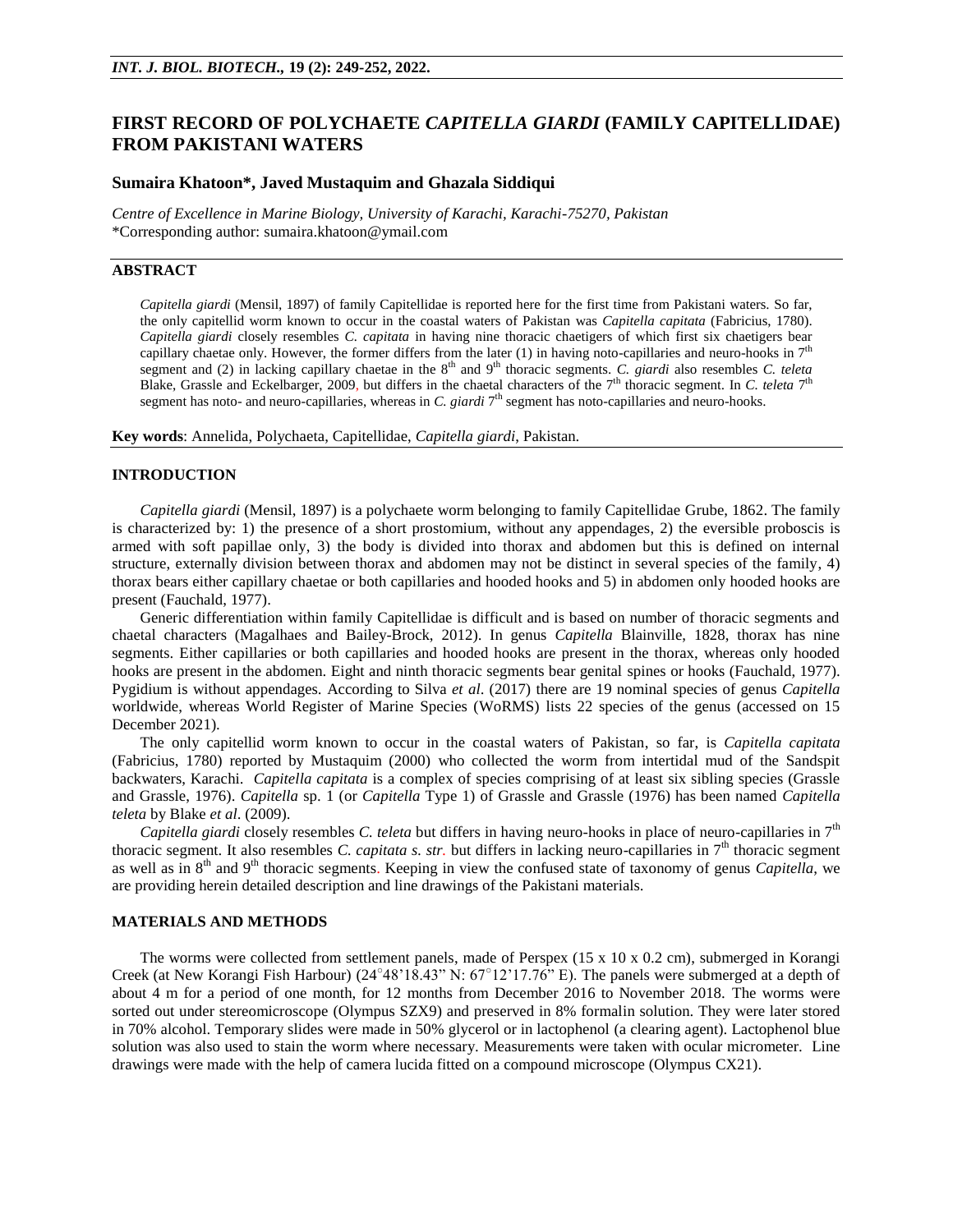# FIRST RECORD OF POLYCHAETE *CAPITELLA GIARDI* (FAMILY CAPITELLIDAE) FROM PAKISTANI WATERS

**Sumaira Khatoon*, Javed Mustaquim and Ghazala Siddiqui**

*Centre of Excellence in Marine Biology, University of Karachi, Karachi-75270, Pakistan*
*Corresponding author: sumaira.khatoon@ymail.com

## ABSTRACT

*Capitella giardi* (Mensil, 1897) of family Capitellidae is reported here for the first time from Pakistani waters. So far, the only capitellid worm known to occur in the coastal waters of Pakistan was *Capitella capitata* (Fabricius, 1780). *Capitella giardi* closely resembles *C. capitata* in having nine thoracic chaetigers of which first six chaetigers bear capillary chaetae only. However, the former differs from the later (1) in having noto-capillaries and neuro-hooks in 7th segment and (2) in lacking capillary chaetae in the 8th and 9th thoracic segments. *C. giardi* also resembles *C. teleta* Blake, Grassle and Eckelbarger, 2009, but differs in the chaetal characters of the 7th thoracic segment. In *C. teleta* 7th segment has noto- and neuro-capillaries, whereas in *C. giardi* 7th segment has noto-capillaries and neuro-hooks.

**Key words**: Annelida, Polychaeta, Capitellidae, *Capitella giardi*, Pakistan.

## INTRODUCTION

*Capitella giardi* (Mensil, 1897) is a polychaete worm belonging to family Capitellidae Grube, 1862. The family is characterized by: 1) the presence of a short prostomium, without any appendages, 2) the eversible proboscis is armed with soft papillae only, 3) the body is divided into thorax and abdomen but this is defined on internal structure, externally division between thorax and abdomen may not be distinct in several species of the family, 4) thorax bears either capillary chaetae or both capillaries and hooded hooks and 5) in abdomen only hooded hooks are present (Fauchald, 1977).

Generic differentiation within family Capitellidae is difficult and is based on number of thoracic segments and chaetal characters (Magalhaes and Bailey-Brock, 2012). In genus *Capitella* Blainville, 1828, thorax has nine segments. Either capillaries or both capillaries and hooded hooks are present in the thorax, whereas only hooded hooks are present in the abdomen. Eight and ninth thoracic segments bear genital spines or hooks (Fauchald, 1977). Pygidium is without appendages. According to Silva *et al*. (2017) there are 19 nominal species of genus *Capitella* worldwide, whereas World Register of Marine Species (WoRMS) lists 22 species of the genus (accessed on 15 December 2021).

The only capitellid worm known to occur in the coastal waters of Pakistan, so far, is *Capitella capitata* (Fabricius, 1780) reported by Mustaquim (2000) who collected the worm from intertidal mud of the Sandspit backwaters, Karachi. *Capitella capitata* is a complex of species comprising of at least six sibling species (Grassle and Grassle, 1976). *Capitella* sp. 1 (or *Capitella* Type 1) of Grassle and Grassle (1976) has been named *Capitella teleta* by Blake *et al*. (2009).

*Capitella giardi* closely resembles *C. teleta* but differs in having neuro-hooks in place of neuro-capillaries in 7th thoracic segment. It also resembles *C. capitata s. str.* but differs in lacking neuro-capillaries in 7th thoracic segment as well as in 8th and 9th thoracic segments. Keeping in view the confused state of taxonomy of genus *Capitella*, we are providing herein detailed description and line drawings of the Pakistani materials.

## MATERIALS AND METHODS

The worms were collected from settlement panels, made of Perspex (15 x 10 x 0.2 cm), submerged in Korangi Creek (at New Korangi Fish Harbour) (24°48'18.43" N: 67°12'17.76" E). The panels were submerged at a depth of about 4 m for a period of one month, for 12 months from December 2016 to November 2018. The worms were sorted out under stereomicroscope (Olympus SZX9) and preserved in 8% formalin solution. They were later stored in 70% alcohol. Temporary slides were made in 50% glycerol or in lactophenol (a clearing agent). Lactophenol blue solution was also used to stain the worm where necessary. Measurements were taken with ocular micrometer. Line drawings were made with the help of camera lucida fitted on a compound microscope (Olympus CX21).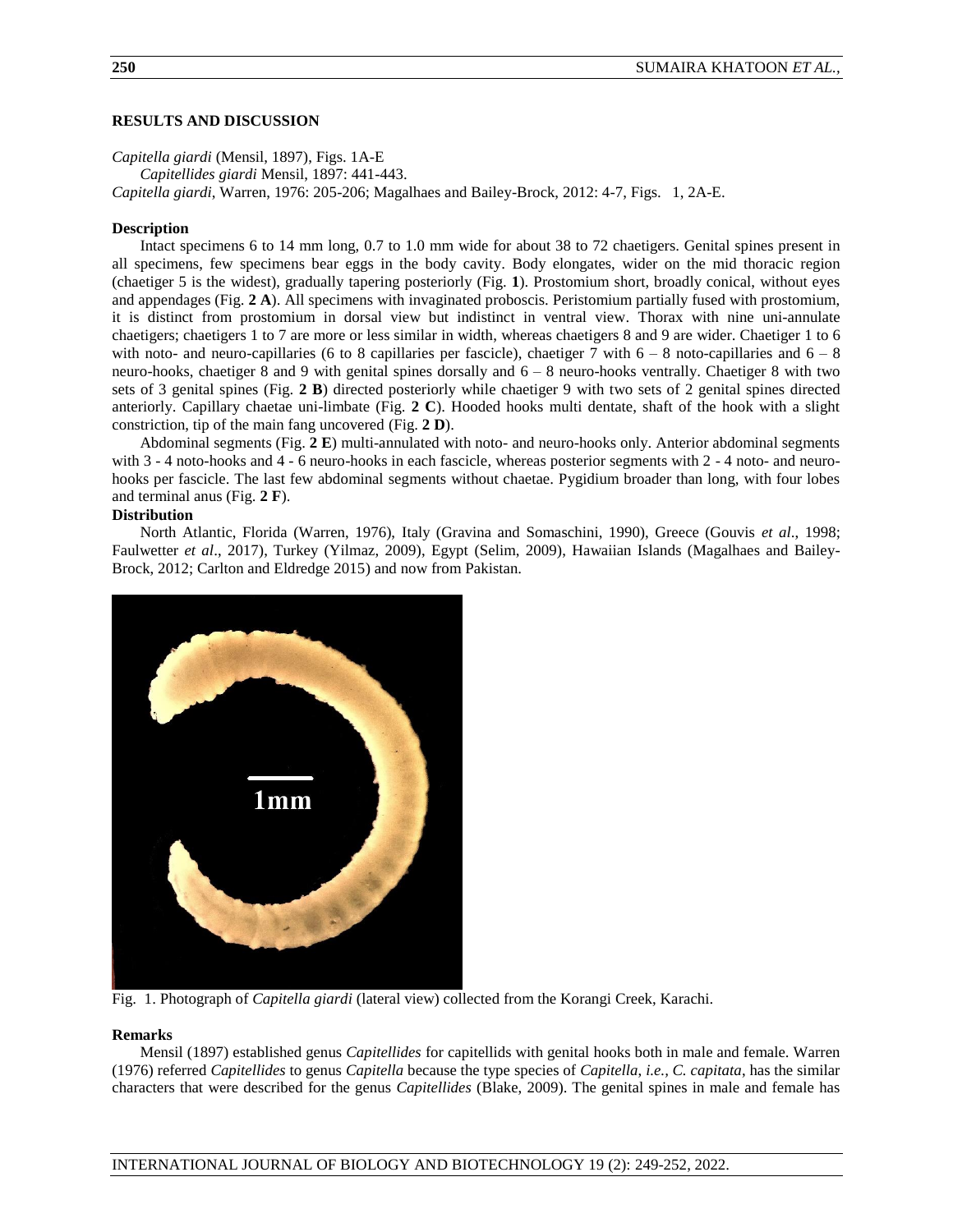## RESULTS AND DISCUSSION

*Capitella giardi* (Mensil, 1897), Figs. 1A-E

*Capitellides giardi* Mensil, 1897: 441-443.

*Capitella giardi*, Warren, 1976: 205-206; Magalhaes and Bailey-Brock, 2012: 4-7, Figs. 1, 2A-E.

### Description

Intact specimens 6 to 14 mm long, 0.7 to 1.0 mm wide for about 38 to 72 chaetigers. Genital spines present in all specimens, few specimens bear eggs in the body cavity. Body elongates, wider on the mid thoracic region (chaetiger 5 is the widest), gradually tapering posteriorly (Fig. **1**). Prostomium short, broadly conical, without eyes and appendages (Fig. **2 A**). All specimens with invaginated proboscis. Peristomium partially fused with prostomium, it is distinct from prostomium in dorsal view but indistinct in ventral view. Thorax with nine uni-annulate chaetigers; chaetigers 1 to 7 are more or less similar in width, whereas chaetigers 8 and 9 are wider. Chaetiger 1 to 6 with noto- and neuro-capillaries (6 to 8 capillaries per fascicle), chaetiger 7 with 6 – 8 noto-capillaries and 6 – 8 neuro-hooks, chaetiger 8 and 9 with genital spines dorsally and 6 – 8 neuro-hooks ventrally. Chaetiger 8 with two sets of 3 genital spines (Fig. **2 B**) directed posteriorly while chaetiger 9 with two sets of 2 genital spines directed anteriorly. Capillary chaetae uni-limbate (Fig. **2 C**). Hooded hooks multi dentate, shaft of the hook with a slight constriction, tip of the main fang uncovered (Fig. **2 D**).

Abdominal segments (Fig. **2 E**) multi-annulated with noto- and neuro-hooks only. Anterior abdominal segments with 3 - 4 noto-hooks and 4 - 6 neuro-hooks in each fascicle, whereas posterior segments with 2 - 4 noto- and neuro-hooks per fascicle. The last few abdominal segments without chaetae. Pygidium broader than long, with four lobes and terminal anus (Fig. **2 F**).

### Distribution

North Atlantic, Florida (Warren, 1976), Italy (Gravina and Somaschini, 1990), Greece (Gouvis *et al*., 1998; Faulwetter *et al*., 2017), Turkey (Yilmaz, 2009), Egypt (Selim, 2009), Hawaiian Islands (Magalhaes and Bailey-Brock, 2012; Carlton and Eldredge 2015) and now from Pakistan.

Fig. 1. Photograph of *Capitella giardi* (lateral view) collected from the Korangi Creek, Karachi.

### Remarks

Mensil (1897) established genus *Capitellides* for capitellids with genital hooks both in male and female. Warren (1976) referred *Capitellides* to genus *Capitella* because the type species of *Capitella*, *i.e., C. capitata*, has the similar characters that were described for the genus *Capitellides* (Blake, 2009). The genital spines in male and female has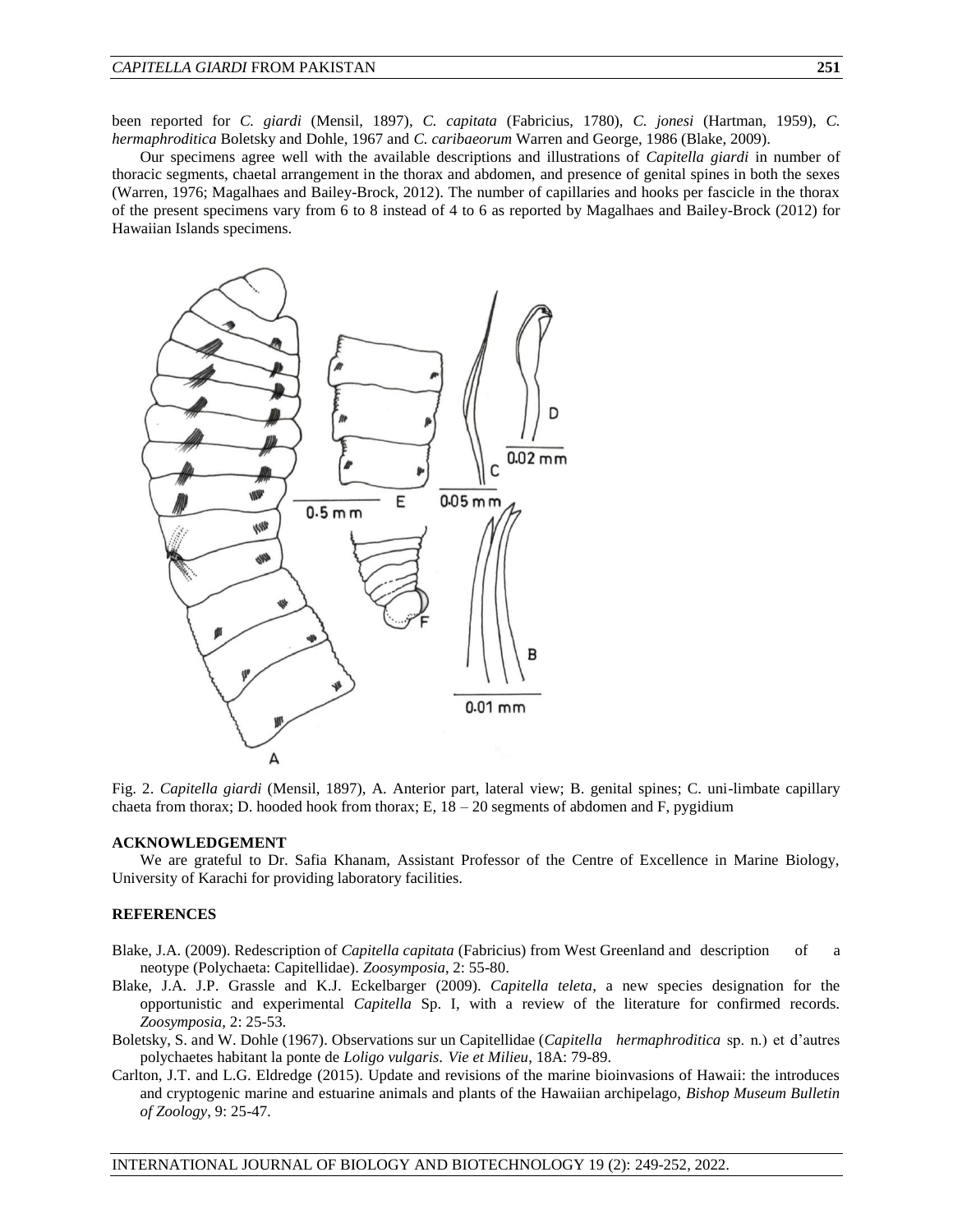been reported for *C. giardi* (Mensil, 1897), *C. capitata* (Fabricius, 1780), *C. jonesi* (Hartman, 1959), *C. hermaphroditica* Boletsky and Dohle, 1967 and *C. caribaeorum* Warren and George, 1986 (Blake, 2009).

Our specimens agree well with the available descriptions and illustrations of *Capitella giardi* in number of thoracic segments, chaetal arrangement in the thorax and abdomen, and presence of genital spines in both the sexes (Warren, 1976; Magalhaes and Bailey-Brock, 2012). The number of capillaries and hooks per fascicle in the thorax of the present specimens vary from 6 to 8 instead of 4 to 6 as reported by Magalhaes and Bailey-Brock (2012) for Hawaiian Islands specimens.

Fig. 2. *Capitella giardi* (Mensil, 1897), A. Anterior part, lateral view; B. genital spines; C. uni-limbate capillary chaeta from thorax; D. hooded hook from thorax; E, 18 – 20 segments of abdomen and F, pygidium

**ACKNOWLEDGEMENT**

We are grateful to Dr. Safia Khanam, Assistant Professor of the Centre of Excellence in Marine Biology, University of Karachi for providing laboratory facilities.

**REFERENCES**

Blake, J.A. (2009). Redescription of *Capitella capitata* (Fabricius) from West Greenland and description of a neotype (Polychaeta: Capitellidae). *Zoosymposia*, 2: 55-80.

Blake, J.A. J.P. Grassle and K.J. Eckelbarger (2009). *Capitella teleta*, a new species designation for the opportunistic and experimental *Capitella* Sp. I, with a review of the literature for confirmed records. *Zoosymposia*, 2: 25-53.

Boletsky, S. and W. Dohle (1967). Observations sur un Capitellidae (*Capitella hermaphroditica* sp. n.) et d'autres polychaetes habitant la ponte de *Loligo vulgaris. Vie et Milieu*, 18A: 79-89.

Carlton, J.T. and L.G. Eldredge (2015). Update and revisions of the marine bioinvasions of Hawaii: the introduces and cryptogenic marine and estuarine animals and plants of the Hawaiian archipelago, *Bishop Museum Bulletin of Zoology*, 9: 25-47.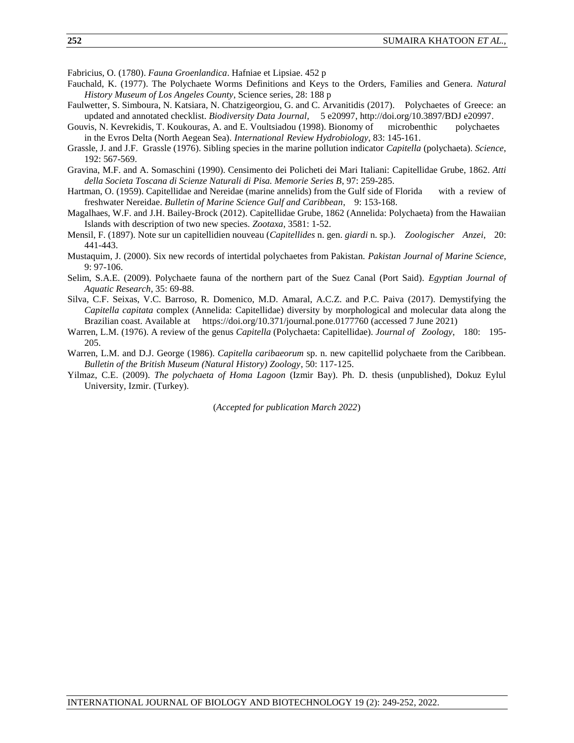Fabricius, O. (1780). *Fauna Groenlandica*. Hafniae et Lipsiae. 452 p

Fauchald, K. (1977). The Polychaete Worms Definitions and Keys to the Orders, Families and Genera. *Natural History Museum of Los Angeles County*, Science series, 28: 188 p

Faulwetter, S. Simboura, N. Katsiara, N. Chatzigeorgiou, G. and C. Arvanitidis (2017). Polychaetes of Greece: an updated and annotated checklist. *Biodiversity Data Journal*, 5 e20997, http://doi.org/10.3897/BDJ e20997.

Gouvis, N. Kevrekidis, T. Koukouras, A. and E. Voultsiadou (1998). Bionomy of microbenthic polychaetes in the Evros Delta (North Aegean Sea). *International Review Hydrobiology*, 83: 145-161.

Grassle, J. and J.F. Grassle (1976). Sibling species in the marine pollution indicator *Capitella* (polychaeta). *Science*, 192: 567-569.

Gravina, M.F. and A. Somaschini (1990). Censimento dei Policheti dei Mari Italiani: Capitellidae Grube, 1862. *Atti della Societa Toscana di Scienze Naturali di Pisa. Memorie Series B*, 97: 259-285.

Hartman, O. (1959). Capitellidae and Nereidae (marine annelids) from the Gulf side of Florida with a review of freshwater Nereidae. *Bulletin of Marine Science Gulf and Caribbean*, 9: 153-168.

Magalhaes, W.F. and J.H. Bailey-Brock (2012). Capitellidae Grube, 1862 (Annelida: Polychaeta) from the Hawaiian Islands with description of two new species. *Zootaxa*, 3581: 1-52.

Mensil, F. (1897). Note sur un capitellidien nouveau (*Capitellides* n. gen. *giardi* n. sp.). *Zoologischer Anzei*, 20: 441-443.

Mustaquim, J. (2000). Six new records of intertidal polychaetes from Pakistan. *Pakistan Journal of Marine Science*, 9: 97-106.

Selim, S.A.E. (2009). Polychaete fauna of the northern part of the Suez Canal (Port Said). *Egyptian Journal of Aquatic Research*, 35: 69-88.

Silva, C.F. Seixas, V.C. Barroso, R. Domenico, M.D. Amaral, A.C.Z. and P.C. Paiva (2017). Demystifying the *Capitella capitata* complex (Annelida: Capitellidae) diversity by morphological and molecular data along the Brazilian coast. Available at https://doi.org/10.371/journal.pone.0177760 (accessed 7 June 2021)

Warren, L.M. (1976). A review of the genus *Capitella* (Polychaeta: Capitellidae). *Journal of Zoology*, 180: 195-205.

Warren, L.M. and D.J. George (1986). *Capitella caribaeorum* sp. n. new capitellid polychaete from the Caribbean. *Bulletin of the British Museum (Natural History) Zoology*, 50: 117-125.

Yilmaz, C.E. (2009). *The polychaeta of Homa Lagoon* (Izmir Bay). Ph. D. thesis (unpublished), Dokuz Eylul University, Izmir. (Turkey).

(*Accepted for publication March 2022*)